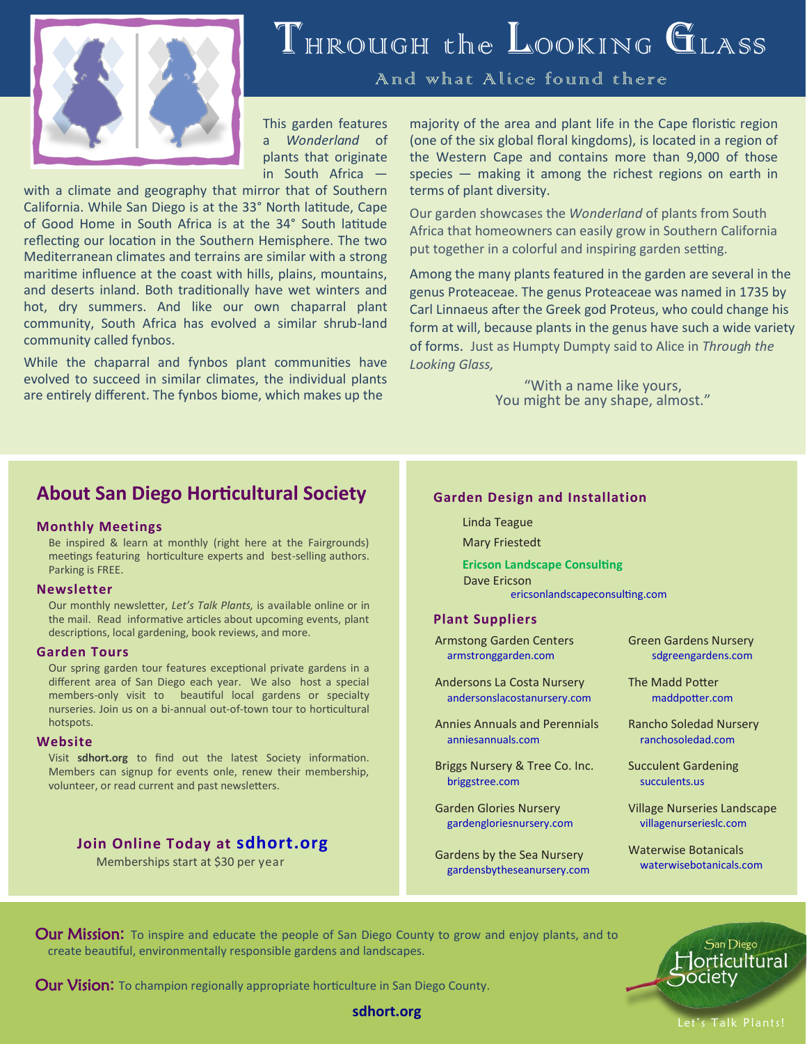# Through the Looking Glass

## And what Alice found there

This garden features a *Wonderland* of plants that originate in South Africa — with a climate and geography that mirror that of Southern California. While San Diego is at the 33° North latitude, Cape of Good Home in South Africa is at the 34° South latitude reflecting our location in the Southern Hemisphere. The two Mediterranean climates and terrains are similar with a strong maritime influence at the coast with hills, plains, mountains, and deserts inland. Both traditionally have wet winters and hot, dry summers. And like our own chaparral plant community, South Africa has evolved a similar shrub-land community called fynbos.

While the chaparral and fynbos plant communities have evolved to succeed in similar climates, the individual plants are entirely different. The fynbos biome, which makes up the majority of the area and plant life in the Cape floristic region (one of the six global floral kingdoms), is located in a region of the Western Cape and contains more than 9,000 of those species — making it among the richest regions on earth in terms of plant diversity.

Our garden showcases the *Wonderland* of plants from South Africa that homeowners can easily grow in Southern California put together in a colorful and inspiring garden setting.

Among the many plants featured in the garden are several in the genus Proteaceae. The genus Proteaceae was named in 1735 by Carl Linnaeus after the Greek god Proteus, who could change his form at will, because plants in the genus have such a wide variety of forms. Just as Humpty Dumpty said to Alice in *Through the Looking Glass,*

"With a name like yours,
You might be any shape, almost."

## About San Diego Horticultural Society

### Monthly Meetings

Be inspired & learn at monthly (right here at the Fairgrounds) meetings featuring horticulture experts and best-selling authors. Parking is FREE.

### Newsletter

Our monthly newsletter, *Let's Talk Plants,* is available online or in the mail. Read informative articles about upcoming events, plant descriptions, local gardening, book reviews, and more.

### Garden Tours

Our spring garden tour features exceptional private gardens in a different area of San Diego each year. We also host a special members-only visit to beautiful local gardens or specialty nurseries. Join us on a bi-annual out-of-town tour to horticultural hotspots.

### Website

Visit **sdhort.org** to find out the latest Society information. Members can signup for events onle, renew their membership, volunteer, or read current and past newsletters.

**Join Online Today at sdhort.org**

Memberships start at $30 per year

### Garden Design and Installation

Linda Teague

Mary Friestedt

**Ericson Landscape Consulting**
Dave Ericson
ericsonlandscapeconsulting.com

### Plant Suppliers

- Armstong Garden Centers — armstronggarden.com
- Andersons La Costa Nursery — andersonslacostanursery.com
- Annies Annuals and Perennials — anniesannuals.com
- Briggs Nursery & Tree Co. Inc. — briggstree.com
- Garden Glories Nursery — gardengloriesnursery.com
- Gardens by the Sea Nursery — gardensbytheseanursery.com
- Green Gardens Nursery — sdgreengardens.com
- The Madd Potter — maddpotter.com
- Rancho Soledad Nursery — ranchosoledad.com
- Succulent Gardening — succulents.us
- Village Nurseries Landscape — villagenurserieslc.com
- Waterwise Botanicals — waterwisebotanicals.com

**Our Mission:** To inspire and educate the people of San Diego County to grow and enjoy plants, and to create beautiful, environmentally responsible gardens and landscapes.

**Our Vision:** To champion regionally appropriate horticulture in San Diego County.

**sdhort.org**

San Diego Horticultural Society

Let's Talk Plants!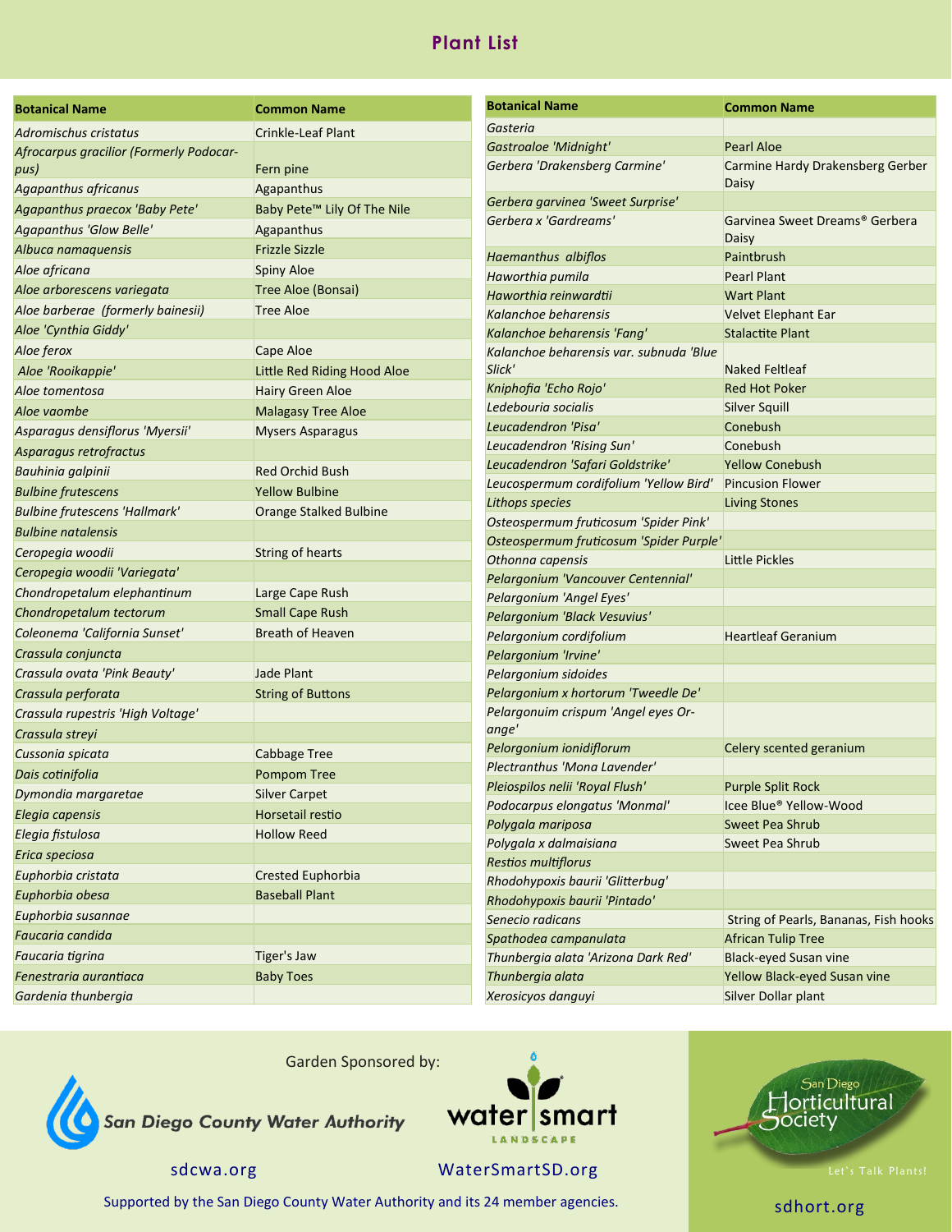# Plant List

| Botanical Name | Common Name |
|---|---|
| *Adromischus cristatus* | Crinkle-Leaf Plant |
| *Afrocarpus gracilior (Formerly Podocarpus)* | Fern pine |
| *Agapanthus africanus* | Agapanthus |
| *Agapanthus praecox 'Baby Pete'* | Baby Pete™ Lily Of The Nile |
| *Agapanthus 'Glow Belle'* | Agapanthus |
| *Albuca namaquensis* | Frizzle Sizzle |
| *Aloe africana* | Spiny Aloe |
| *Aloe arborescens variegata* | Tree Aloe (Bonsai) |
| *Aloe barberae (formerly bainesii)* | Tree Aloe |
| *Aloe 'Cynthia Giddy'* | |
| *Aloe ferox* | Cape Aloe |
| *Aloe 'Rooikappie'* | Little Red Riding Hood Aloe |
| *Aloe tomentosa* | Hairy Green Aloe |
| *Aloe vaombe* | Malagasy Tree Aloe |
| *Asparagus densiflorus 'Myersii'* | Mysers Asparagus |
| *Asparagus retrofractus* | |
| *Bauhinia galpinii* | Red Orchid Bush |
| *Bulbine frutescens* | Yellow Bulbine |
| *Bulbine frutescens 'Hallmark'* | Orange Stalked Bulbine |
| *Bulbine natalensis* | |
| *Ceropegia woodii* | String of hearts |
| *Ceropegia woodii 'Variegata'* | |
| *Chondropetalum elephantinum* | Large Cape Rush |
| *Chondropetalum tectorum* | Small Cape Rush |
| *Coleonema 'California Sunset'* | Breath of Heaven |
| *Crassula conjuncta* | |
| *Crassula ovata 'Pink Beauty'* | Jade Plant |
| *Crassula perforata* | String of Buttons |
| *Crassula rupestris 'High Voltage'* | |
| *Crassula streyi* | |
| *Cussonia spicata* | Cabbage Tree |
| *Dais cotinifolia* | Pompom Tree |
| *Dymondia margaretae* | Silver Carpet |
| *Elegia capensis* | Horsetail restio |
| *Elegia fistulosa* | Hollow Reed |
| *Erica speciosa* | |
| *Euphorbia cristata* | Crested Euphorbia |
| *Euphorbia obesa* | Baseball Plant |
| *Euphorbia susannae* | |
| *Faucaria candida* | |
| *Faucaria tigrina* | Tiger's Jaw |
| *Fenestraria aurantiaca* | Baby Toes |
| *Gardenia thunbergia* | |
| *Gasteria* | |
| *Gastroaloe 'Midnight'* | Pearl Aloe |
| *Gerbera 'Drakensberg Carmine'* | Carmine Hardy Drakensberg Gerber Daisy |
| *Gerbera garvinea 'Sweet Surprise'* | |
| *Gerbera x 'Gardreams'* | Garvinea Sweet Dreams® Gerbera Daisy |
| *Haemanthus albiflos* | Paintbrush |
| *Haworthia pumila* | Pearl Plant |
| *Haworthia reinwardtii* | Wart Plant |
| *Kalanchoe beharensis* | Velvet Elephant Ear |
| *Kalanchoe beharensis 'Fang'* | Stalactite Plant |
| *Kalanchoe beharensis var. subnuda 'Blue Slick'* | Naked Feltleaf |
| *Kniphofia 'Echo Rojo'* | Red Hot Poker |
| *Ledebouria socialis* | Silver Squill |
| *Leucadendron 'Pisa'* | Conebush |
| *Leucadendron 'Rising Sun'* | Conebush |
| *Leucadendron 'Safari Goldstrike'* | Yellow Conebush |
| *Leucospermum cordifolium 'Yellow Bird'* | Pincusion Flower |
| *Lithops species* | Living Stones |
| *Osteospermum fruticosum 'Spider Pink'* | |
| *Osteospermum fruticosum 'Spider Purple'* | |
| *Othonna capensis* | Little Pickles |
| *Pelargonium 'Vancouver Centennial'* | |
| *Pelargonium 'Angel Eyes'* | |
| *Pelargonium 'Black Vesuvius'* | |
| *Pelargonium cordifolium* | Heartleaf Geranium |
| *Pelargonium 'Irvine'* | |
| *Pelargonium sidoides* | |
| *Pelargonium x hortorum 'Tweedle De'* | |
| *Pelargonuim crispum 'Angel eyes Orange'* | |
| *Pelorgonium ionidiflorum* | Celery scented geranium |
| *Plectranthus 'Mona Lavender'* | |
| *Pleiospilos nelii 'Royal Flush'* | Purple Split Rock |
| *Podocarpus elongatus 'Monmal'* | Icee Blue® Yellow-Wood |
| *Polygala mariposa* | Sweet Pea Shrub |
| *Polygala x dalmaisiana* | Sweet Pea Shrub |
| *Restios multiflorus* | |
| *Rhodohypoxis baurii 'Glitterbug'* | |
| *Rhodohypoxis baurii 'Pintado'* | |
| *Senecio radicans* | String of Pearls, Bananas, Fish hooks |
| *Spathodea campanulata* | African Tulip Tree |
| *Thunbergia alata 'Arizona Dark Red'* | Black-eyed Susan vine |
| *Thunbergia alata* | Yellow Black-eyed Susan vine |
| *Xerosicyos danguyi* | Silver Dollar plant |

Garden Sponsored by:

San Diego County Water Authority

water smart LANDSCAPE

sdcwa.org

WaterSmartSD.org

Supported by the San Diego County Water Authority and its 24 member agencies.

San Diego Horticultural Society

Let's Talk Plants!

sdhort.org